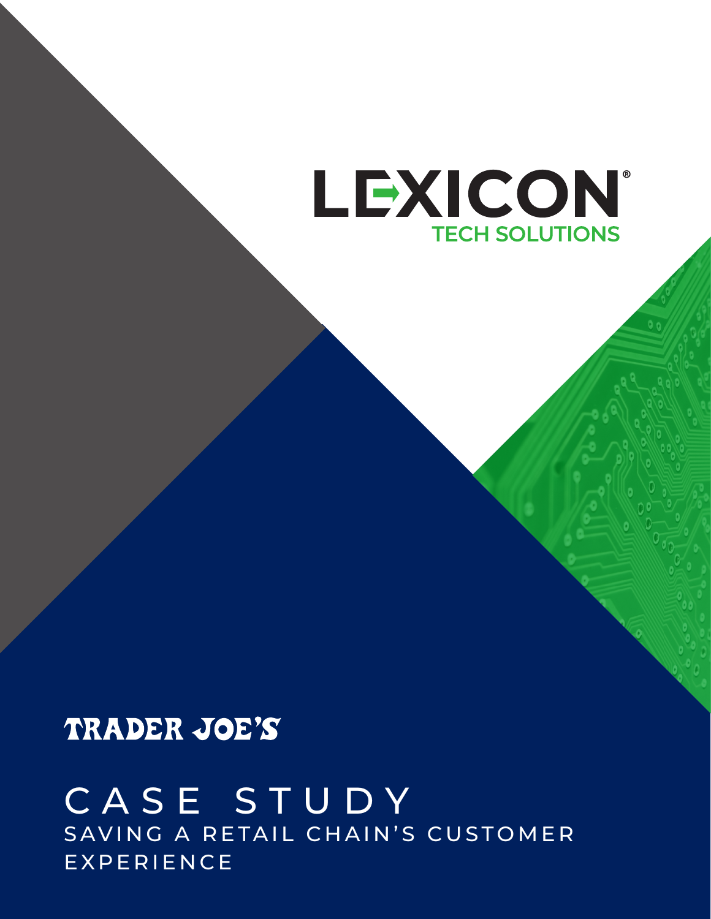LEXICON®

TECH SOLUTIONS

TRADER JOE'S

# CASE STUDY

## SAVING A RETAIL CHAIN'S CUSTOMER EXPERIENCE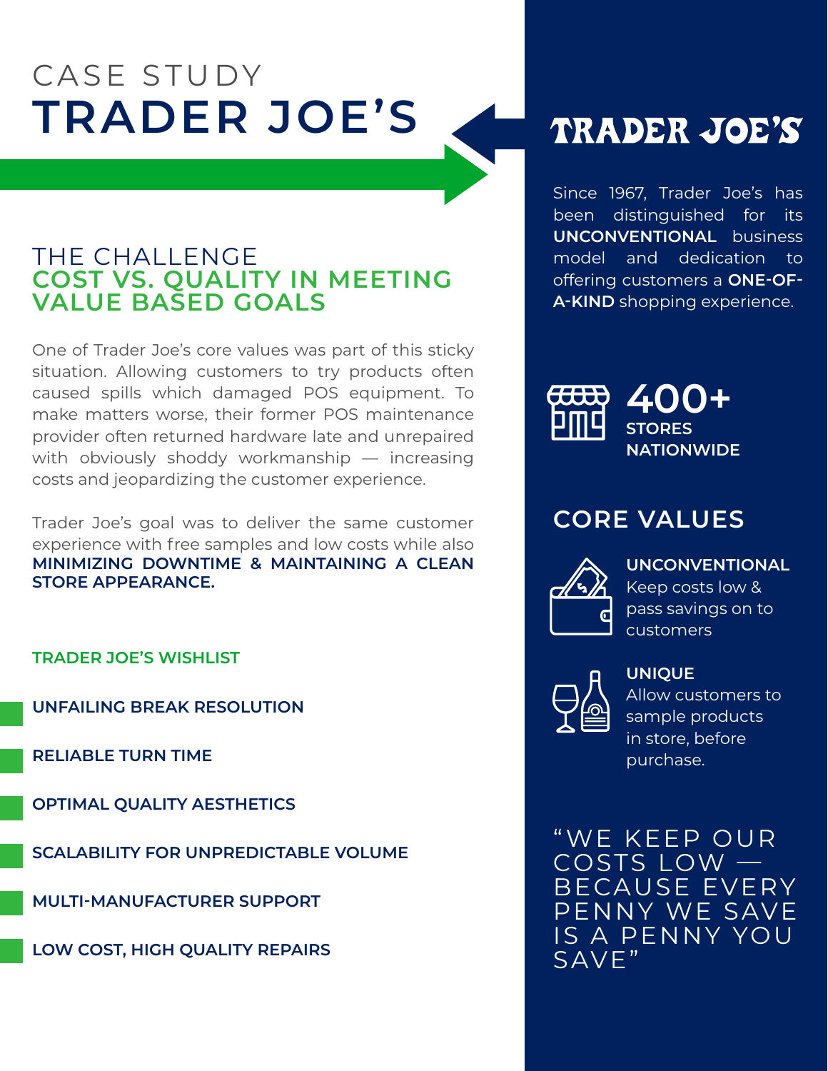# CASE STUDY
# TRADER JOE'S

## THE CHALLENGE
## COST VS. QUALITY IN MEETING VALUE BASED GOALS

One of Trader Joe's core values was part of this sticky situation. Allowing customers to try products often caused spills which damaged POS equipment. To make matters worse, their former POS maintenance provider often returned hardware late and unrepaired with obviously shoddy workmanship — increasing costs and jeopardizing the customer experience.

Trader Joe's goal was to deliver the same customer experience with free samples and low costs while also **MINIMIZING DOWNTIME & MAINTAINING A CLEAN STORE APPEARANCE.**

### TRADER JOE'S WISHLIST

- **UNFAILING BREAK RESOLUTION**
- **RELIABLE TURN TIME**
- **OPTIMAL QUALITY AESTHETICS**
- **SCALABILITY FOR UNPREDICTABLE VOLUME**
- **MULTI-MANUFACTURER SUPPORT**
- **LOW COST, HIGH QUALITY REPAIRS**

## TRADER JOE'S

Since 1967, Trader Joe's has been distinguished for its **UNCONVENTIONAL** business model and dedication to offering customers a **ONE-OF-A-KIND** shopping experience.

**400+**
**STORES NATIONWIDE**

## CORE VALUES

**UNCONVENTIONAL**
Keep costs low & pass savings on to customers

**UNIQUE**
Allow customers to sample products in store, before purchase.

"WE KEEP OUR COSTS LOW — BECAUSE EVERY PENNY WE SAVE IS A PENNY YOU SAVE"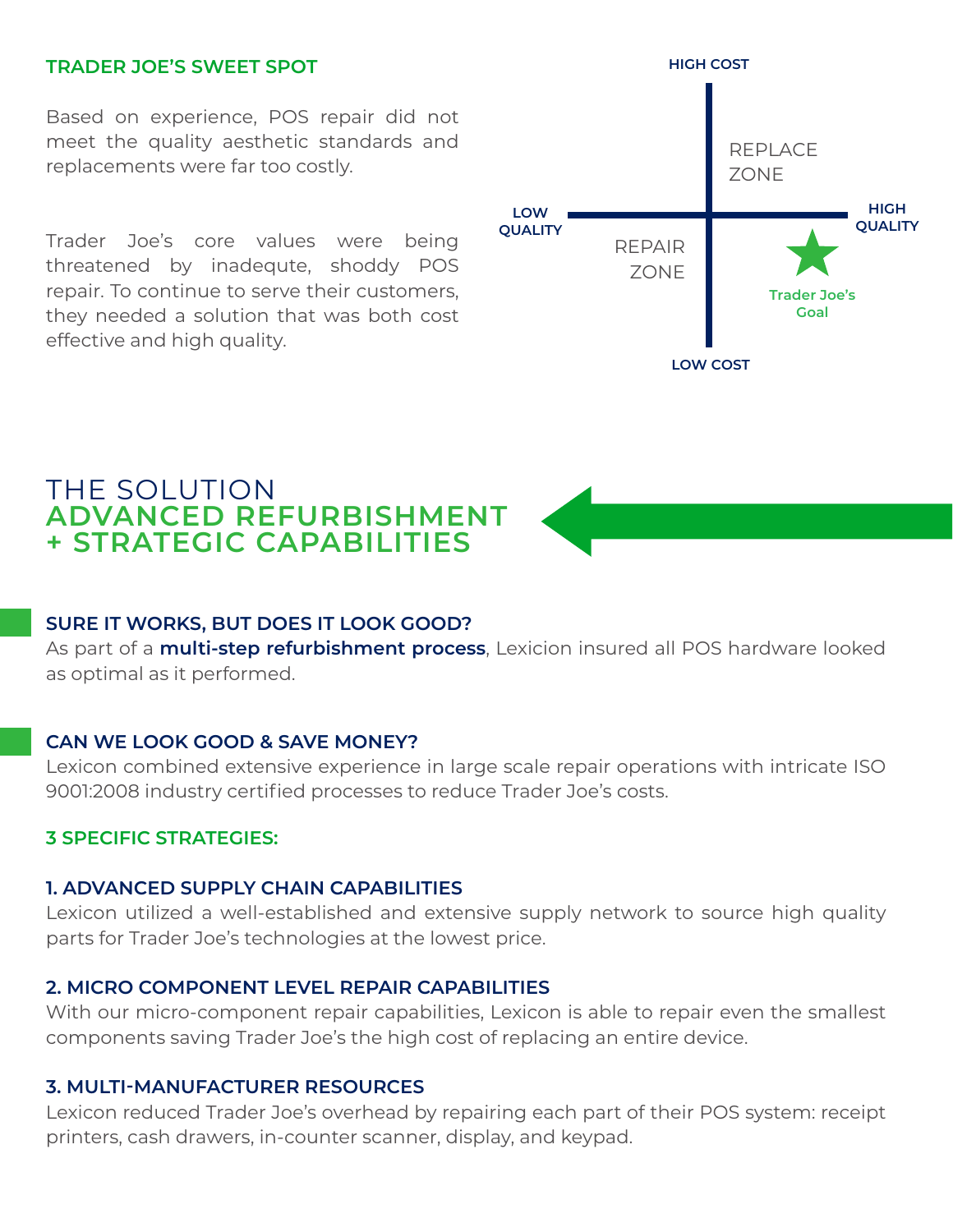## TRADER JOE'S SWEET SPOT

Based on experience, POS repair did not meet the quality aesthetic standards and replacements were far too costly.

Trader Joe's core values were being threatened by inadequte, shoddy POS repair. To continue to serve their customers, they needed a solution that was both cost effective and high quality.

HIGH COST

LOW QUALITY

REPLACE ZONE

HIGH QUALITY

REPAIR ZONE

Trader Joe's Goal

LOW COST

# THE SOLUTION
# ADVANCED REFURBISHMENT + STRATEGIC CAPABILITIES

### SURE IT WORKS, BUT DOES IT LOOK GOOD?

As part of a **multi-step refurbishment process**, Lexicion insured all POS hardware looked as optimal as it performed.

### CAN WE LOOK GOOD & SAVE MONEY?

Lexicon combined extensive experience in large scale repair operations with intricate ISO 9001:2008 industry certified processes to reduce Trader Joe's costs.

### 3 SPECIFIC STRATEGIES:

#### 1. ADVANCED SUPPLY CHAIN CAPABILITIES

Lexicon utilized a well-established and extensive supply network to source high quality parts for Trader Joe's technologies at the lowest price.

#### 2. MICRO COMPONENT LEVEL REPAIR CAPABILITIES

With our micro-component repair capabilities, Lexicon is able to repair even the smallest components saving Trader Joe's the high cost of replacing an entire device.

#### 3. MULTI-MANUFACTURER RESOURCES

Lexicon reduced Trader Joe's overhead by repairing each part of their POS system: receipt printers, cash drawers, in-counter scanner, display, and keypad.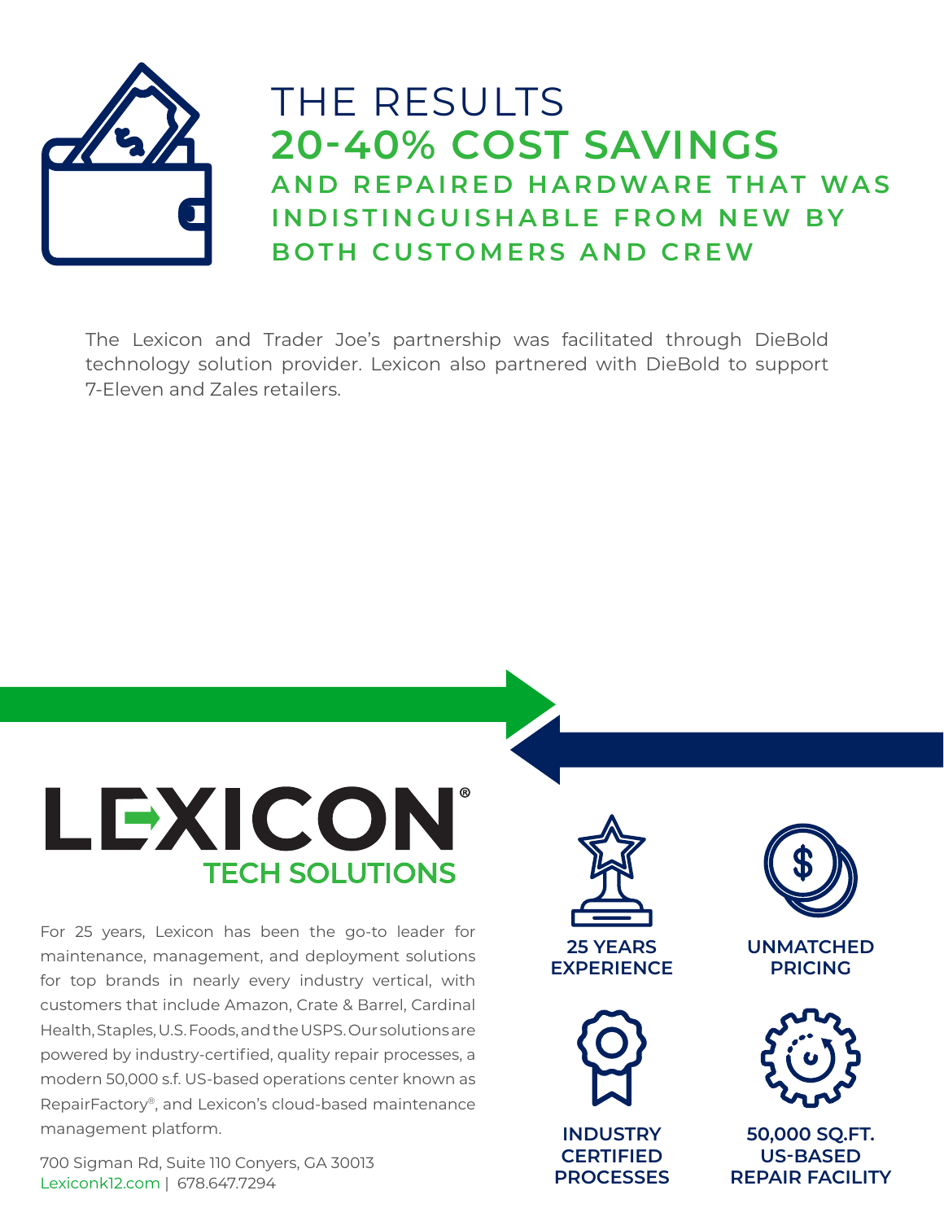# THE RESULTS

## 20-40% COST SAVINGS

### AND REPAIRED HARDWARE THAT WAS INDISTINGUISHABLE FROM NEW BY BOTH CUSTOMERS AND CREW

The Lexicon and Trader Joe's partnership was facilitated through DieBold technology solution provider. Lexicon also partnered with DieBold to support 7-Eleven and Zales retailers.

## LEXICON®
### TECH SOLUTIONS

For 25 years, Lexicon has been the go-to leader for maintenance, management, and deployment solutions for top brands in nearly every industry vertical, with customers that include Amazon, Crate & Barrel, Cardinal Health, Staples, U.S. Foods, and the USPS. Our solutions are powered by industry-certified, quality repair processes, a modern 50,000 s.f. US-based operations center known as RepairFactory®, and Lexicon's cloud-based maintenance management platform.

700 Sigman Rd, Suite 110 Conyers, GA 30013
Lexiconk12.com | 678.647.7294

**25 YEARS EXPERIENCE**

**UNMATCHED PRICING**

**INDUSTRY CERTIFIED PROCESSES**

**50,000 SQ.FT. US-BASED REPAIR FACILITY**